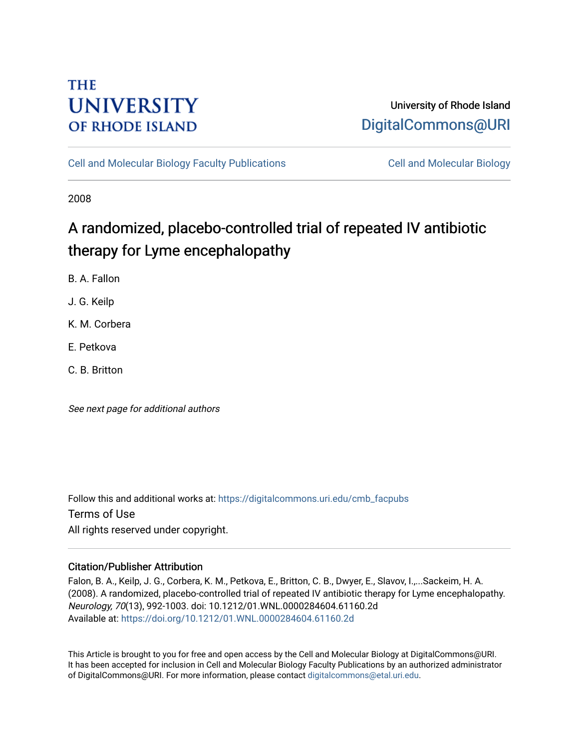THE UNIVERSITY OF RHODE ISLAND

University of Rhode Island
DigitalCommons@URI

Cell and Molecular Biology Faculty Publications | Cell and Molecular Biology

2008

# A randomized, placebo-controlled trial of repeated IV antibiotic therapy for Lyme encephalopathy

B. A. Fallon

J. G. Keilp

K. M. Corbera

E. Petkova

C. B. Britton

*See next page for additional authors*

Follow this and additional works at: https://digitalcommons.uri.edu/cmb_facpubs

Terms of Use

All rights reserved under copyright.

## Citation/Publisher Attribution

Falon, B. A., Keilp, J. G., Corbera, K. M., Petkova, E., Britton, C. B., Dwyer, E., Slavov, I.,...Sackeim, H. A. (2008). A randomized, placebo-controlled trial of repeated IV antibiotic therapy for Lyme encephalopathy. *Neurology, 70*(13), 992-1003. doi: 10.1212/01.WNL.0000284604.61160.2d

Available at: https://doi.org/10.1212/01.WNL.0000284604.61160.2d

This Article is brought to you for free and open access by the Cell and Molecular Biology at DigitalCommons@URI. It has been accepted for inclusion in Cell and Molecular Biology Faculty Publications by an authorized administrator of DigitalCommons@URI. For more information, please contact digitalcommons@etal.uri.edu.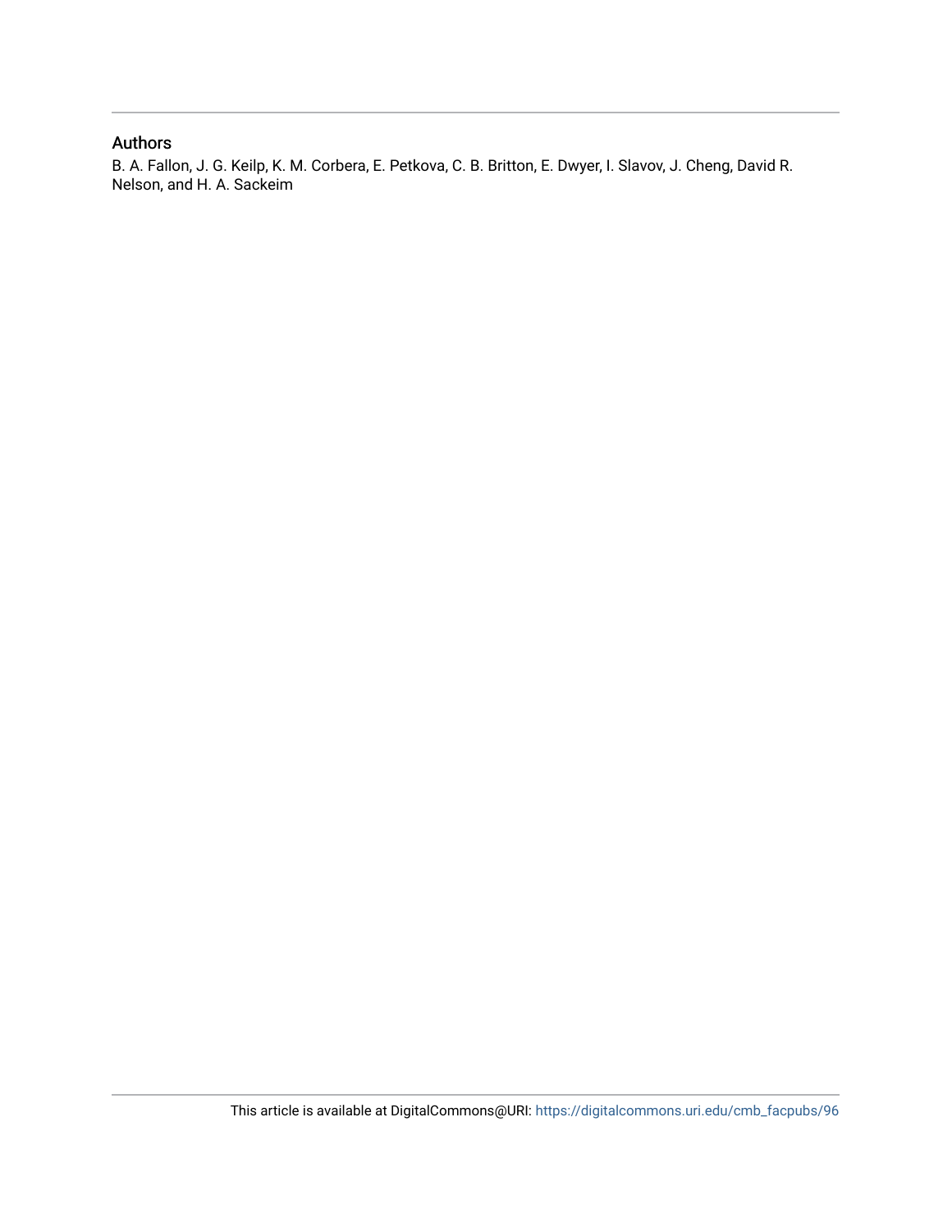## Authors

B. A. Fallon, J. G. Keilp, K. M. Corbera, E. Petkova, C. B. Britton, E. Dwyer, I. Slavov, J. Cheng, David R. Nelson, and H. A. Sackeim

This article is available at DigitalCommons@URI: https://digitalcommons.uri.edu/cmb_facpubs/96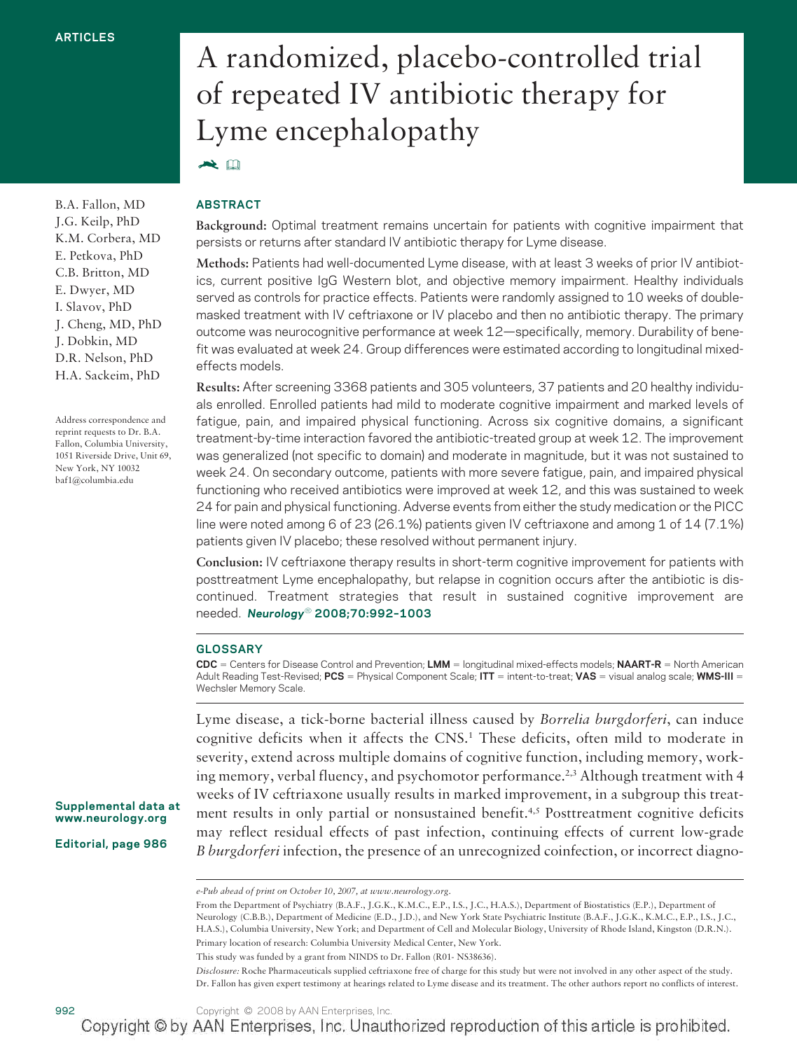ARTICLES

# A randomized, placebo-controlled trial of repeated IV antibiotic therapy for Lyme encephalopathy

B.A. Fallon, MD
J.G. Keilp, PhD
K.M. Corbera, MD
E. Petkova, PhD
C.B. Britton, MD
E. Dwyer, MD
I. Slavov, PhD
J. Cheng, MD, PhD
J. Dobkin, MD
D.R. Nelson, PhD
H.A. Sackeim, PhD

Address correspondence and reprint requests to Dr. B.A. Fallon, Columbia University, 1051 Riverside Drive, Unit 69, New York, NY 10032
baf1@columbia.edu

## ABSTRACT

**Background:** Optimal treatment remains uncertain for patients with cognitive impairment that persists or returns after standard IV antibiotic therapy for Lyme disease.

**Methods:** Patients had well-documented Lyme disease, with at least 3 weeks of prior IV antibiotics, current positive IgG Western blot, and objective memory impairment. Healthy individuals served as controls for practice effects. Patients were randomly assigned to 10 weeks of double-masked treatment with IV ceftriaxone or IV placebo and then no antibiotic therapy. The primary outcome was neurocognitive performance at week 12—specifically, memory. Durability of benefit was evaluated at week 24. Group differences were estimated according to longitudinal mixed-effects models.

**Results:** After screening 3368 patients and 305 volunteers, 37 patients and 20 healthy individuals enrolled. Enrolled patients had mild to moderate cognitive impairment and marked levels of fatigue, pain, and impaired physical functioning. Across six cognitive domains, a significant treatment-by-time interaction favored the antibiotic-treated group at week 12. The improvement was generalized (not specific to domain) and moderate in magnitude, but it was not sustained to week 24. On secondary outcome, patients with more severe fatigue, pain, and impaired physical functioning who received antibiotics were improved at week 12, and this was sustained to week 24 for pain and physical functioning. Adverse events from either the study medication or the PICC line were noted among 6 of 23 (26.1%) patients given IV ceftriaxone and among 1 of 14 (7.1%) patients given IV placebo; these resolved without permanent injury.

**Conclusion:** IV ceftriaxone therapy results in short-term cognitive improvement for patients with posttreatment Lyme encephalopathy, but relapse in cognition occurs after the antibiotic is discontinued. Treatment strategies that result in sustained cognitive improvement are needed. *Neurology®* **2008;70:992–1003**

### GLOSSARY

**CDC** = Centers for Disease Control and Prevention; **LMM** = longitudinal mixed-effects models; **NAART-R** = North American Adult Reading Test-Revised; **PCS** = Physical Component Scale; **ITT** = intent-to-treat; **VAS** = visual analog scale; **WMS-III** = Wechsler Memory Scale.

**Supplemental data at www.neurology.org**

**Editorial, page 986**

Lyme disease, a tick-borne bacterial illness caused by *Borrelia burgdorferi*, can induce cognitive deficits when it affects the CNS.[1] These deficits, often mild to moderate in severity, extend across multiple domains of cognitive function, including memory, working memory, verbal fluency, and psychomotor performance.[2,3] Although treatment with 4 weeks of IV ceftriaxone usually results in marked improvement, in a subgroup this treatment results in only partial or nonsustained benefit.[4,5] Posttreatment cognitive deficits may reflect residual effects of past infection, continuing effects of current low-grade *B burgdorferi* infection, the presence of an unrecognized coinfection, or incorrect diagno-

*e-Pub ahead of print on October 10, 2007, at www.neurology.org.*

From the Department of Psychiatry (B.A.F., J.G.K., K.M.C., E.P., I.S., J.C., H.A.S.), Department of Biostatistics (E.P.), Department of Neurology (C.B.B.), Department of Medicine (E.D., J.D.), and New York State Psychiatric Institute (B.A.F., J.G.K., K.M.C., E.P., I.S., J.C., H.A.S.), Columbia University, New York; and Department of Cell and Molecular Biology, University of Rhode Island, Kingston (D.R.N.).

Primary location of research: Columbia University Medical Center, New York.

This study was funded by a grant from NINDS to Dr. Fallon (R01- NS38636).

*Disclosure:* Roche Pharmaceuticals supplied ceftriaxone free of charge for this study but were not involved in any other aspect of the study. Dr. Fallon has given expert testimony at hearings related to Lyme disease and its treatment. The other authors report no conflicts of interest.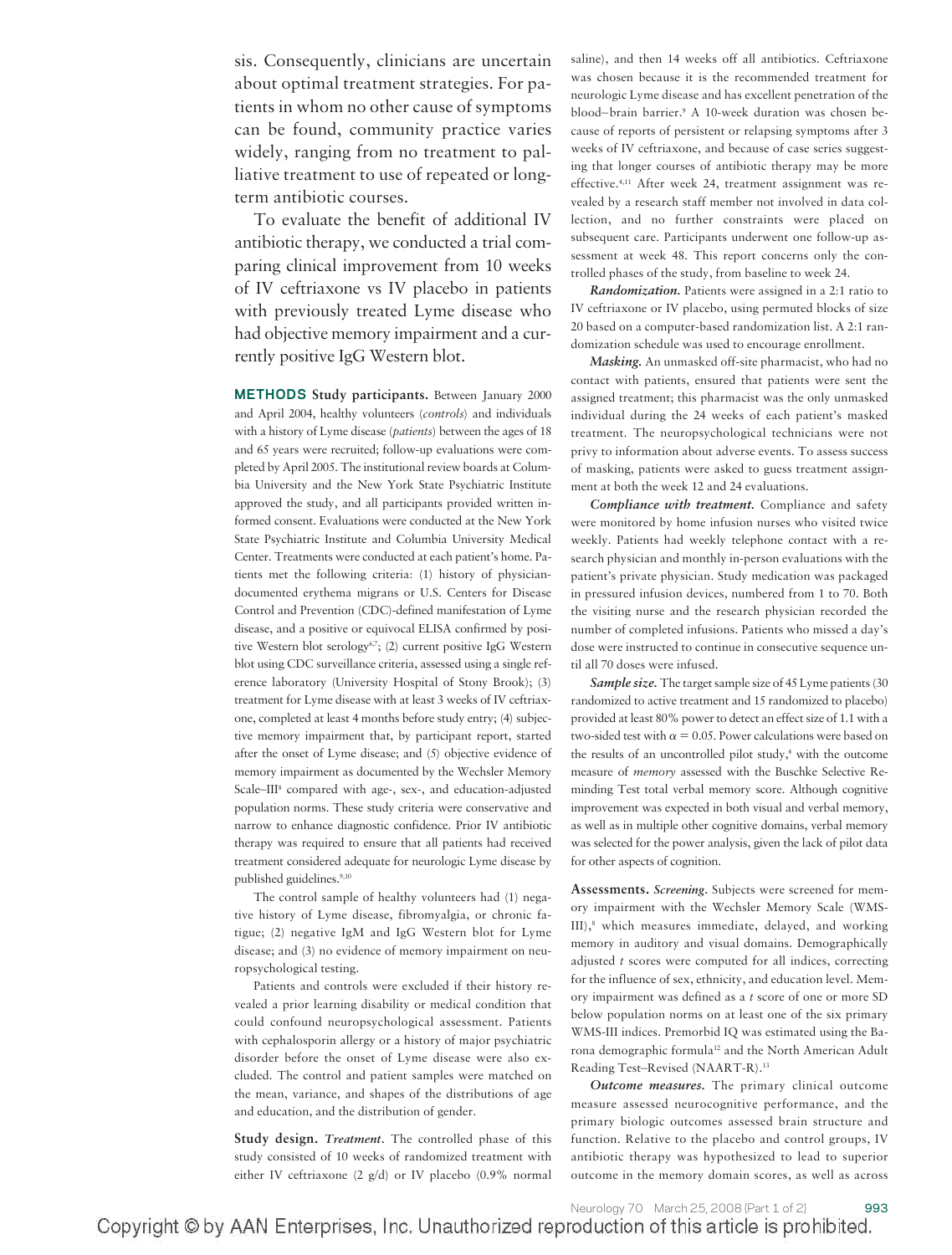sis. Consequently, clinicians are uncertain about optimal treatment strategies. For patients in whom no other cause of symptoms can be found, community practice varies widely, ranging from no treatment to palliative treatment to use of repeated or long-term antibiotic courses.

To evaluate the benefit of additional IV antibiotic therapy, we conducted a trial comparing clinical improvement from 10 weeks of IV ceftriaxone vs IV placebo in patients with previously treated Lyme disease who had objective memory impairment and a currently positive IgG Western blot.

## METHODS

**Study participants.** Between January 2000 and April 2004, healthy volunteers (*controls*) and individuals with a history of Lyme disease (*patients*) between the ages of 18 and 65 years were recruited; follow-up evaluations were completed by April 2005. The institutional review boards at Columbia University and the New York State Psychiatric Institute approved the study, and all participants provided written informed consent. Evaluations were conducted at the New York State Psychiatric Institute and Columbia University Medical Center. Treatments were conducted at each patient's home. Patients met the following criteria: (1) history of physician-documented erythema migrans or U.S. Centers for Disease Control and Prevention (CDC)-defined manifestation of Lyme disease, and a positive or equivocal ELISA confirmed by positive Western blot serology[6,7]; (2) current positive IgG Western blot using CDC surveillance criteria, assessed using a single reference laboratory (University Hospital of Stony Brook); (3) treatment for Lyme disease with at least 3 weeks of IV ceftriaxone, completed at least 4 months before study entry; (4) subjective memory impairment that, by participant report, started after the onset of Lyme disease; and (5) objective evidence of memory impairment as documented by the Wechsler Memory Scale–III[8] compared with age-, sex-, and education-adjusted population norms. These study criteria were conservative and narrow to enhance diagnostic confidence. Prior IV antibiotic therapy was required to ensure that all patients had received treatment considered adequate for neurologic Lyme disease by published guidelines.[9,10]

The control sample of healthy volunteers had (1) negative history of Lyme disease, fibromyalgia, or chronic fatigue; (2) negative IgM and IgG Western blot for Lyme disease; and (3) no evidence of memory impairment on neuropsychological testing.

Patients and controls were excluded if their history revealed a prior learning disability or medical condition that could confound neuropsychological assessment. Patients with cephalosporin allergy or a history of major psychiatric disorder before the onset of Lyme disease were also excluded. The control and patient samples were matched on the mean, variance, and shapes of the distributions of age and education, and the distribution of gender.

**Study design.** *Treatment.* The controlled phase of this study consisted of 10 weeks of randomized treatment with either IV ceftriaxone (2 g/d) or IV placebo (0.9% normal saline), and then 14 weeks off all antibiotics. Ceftriaxone was chosen because it is the recommended treatment for neurologic Lyme disease and has excellent penetration of the blood–brain barrier.[9] A 10-week duration was chosen because of reports of persistent or relapsing symptoms after 3 weeks of IV ceftriaxone, and because of case series suggesting that longer courses of antibiotic therapy may be more effective.[4,11] After week 24, treatment assignment was revealed by a research staff member not involved in data collection, and no further constraints were placed on subsequent care. Participants underwent one follow-up assessment at week 48. This report concerns only the controlled phases of the study, from baseline to week 24.

***Randomization.*** Patients were assigned in a 2:1 ratio to IV ceftriaxone or IV placebo, using permuted blocks of size 20 based on a computer-based randomization list. A 2:1 randomization schedule was used to encourage enrollment.

***Masking.*** An unmasked off-site pharmacist, who had no contact with patients, ensured that patients were sent the assigned treatment; this pharmacist was the only unmasked individual during the 24 weeks of each patient's masked treatment. The neuropsychological technicians were not privy to information about adverse events. To assess success of masking, patients were asked to guess treatment assignment at both the week 12 and 24 evaluations.

***Compliance with treatment.*** Compliance and safety were monitored by home infusion nurses who visited twice weekly. Patients had weekly telephone contact with a research physician and monthly in-person evaluations with the patient's private physician. Study medication was packaged in pressured infusion devices, numbered from 1 to 70. Both the visiting nurse and the research physician recorded the number of completed infusions. Patients who missed a day's dose were instructed to continue in consecutive sequence until all 70 doses were infused.

***Sample size.*** The target sample size of 45 Lyme patients (30 randomized to active treatment and 15 randomized to placebo) provided at least 80% power to detect an effect size of 1.1 with a two-sided test with $\alpha = 0.05$. Power calculations were based on the results of an uncontrolled pilot study,[4] with the outcome measure of *memory* assessed with the Buschke Selective Reminding Test total verbal memory score. Although cognitive improvement was expected in both visual and verbal memory, as well as in multiple other cognitive domains, verbal memory was selected for the power analysis, given the lack of pilot data for other aspects of cognition.

**Assessments.** *Screening.* Subjects were screened for memory impairment with the Wechsler Memory Scale (WMS-III),[8] which measures immediate, delayed, and working memory in auditory and visual domains. Demographically adjusted *t* scores were computed for all indices, correcting for the influence of sex, ethnicity, and education level. Memory impairment was defined as a *t* score of one or more SD below population norms on at least one of the six primary WMS-III indices. Premorbid IQ was estimated using the Barona demographic formula[12] and the North American Adult Reading Test–Revised (NAART-R).[13]

***Outcome measures.*** The primary clinical outcome measure assessed neurocognitive performance, and the primary biologic outcomes assessed brain structure and function. Relative to the placebo and control groups, IV antibiotic therapy was hypothesized to lead to superior outcome in the memory domain scores, as well as across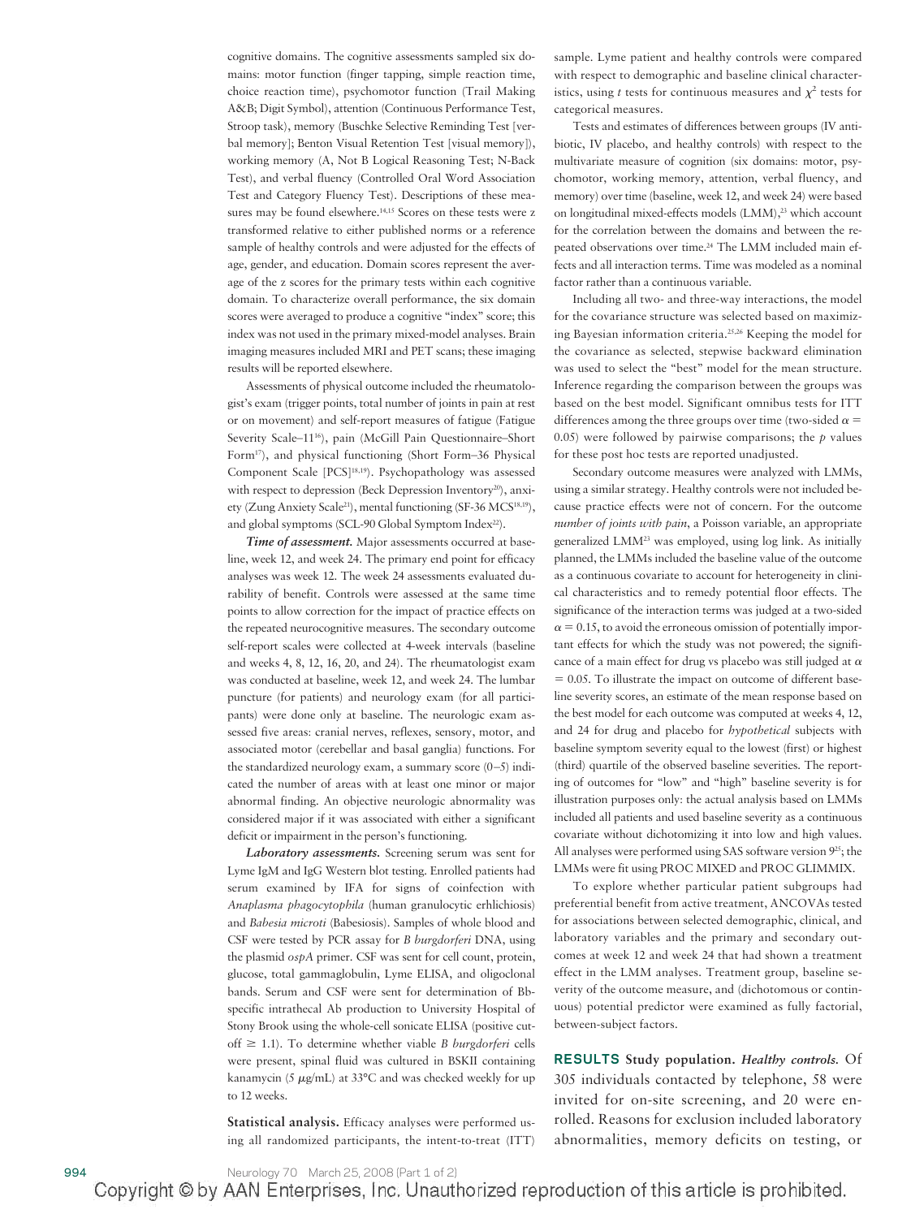cognitive domains. The cognitive assessments sampled six domains: motor function (finger tapping, simple reaction time, choice reaction time), psychomotor function (Trail Making A&B; Digit Symbol), attention (Continuous Performance Test, Stroop task), memory (Buschke Selective Reminding Test [verbal memory]; Benton Visual Retention Test [visual memory]), working memory (A, Not B Logical Reasoning Test; N-Back Test), and verbal fluency (Controlled Oral Word Association Test and Category Fluency Test). Descriptions of these measures may be found elsewhere.[14,15] Scores on these tests were z transformed relative to either published norms or a reference sample of healthy controls and were adjusted for the effects of age, gender, and education. Domain scores represent the average of the z scores for the primary tests within each cognitive domain. To characterize overall performance, the six domain scores were averaged to produce a cognitive "index" score; this index was not used in the primary mixed-model analyses. Brain imaging measures included MRI and PET scans; these imaging results will be reported elsewhere.

Assessments of physical outcome included the rheumatologist's exam (trigger points, total number of joints in pain at rest or on movement) and self-report measures of fatigue (Fatigue Severity Scale–11[16]), pain (McGill Pain Questionnaire–Short Form[17]), and physical functioning (Short Form–36 Physical Component Scale [PCS][18,19]). Psychopathology was assessed with respect to depression (Beck Depression Inventory[20]), anxiety (Zung Anxiety Scale[21]), mental functioning (SF-36 MCS[18,19]), and global symptoms (SCL-90 Global Symptom Index[22]).

***Time of assessment.*** Major assessments occurred at baseline, week 12, and week 24. The primary end point for efficacy analyses was week 12. The week 24 assessments evaluated durability of benefit. Controls were assessed at the same time points to allow correction for the impact of practice effects on the repeated neurocognitive measures. The secondary outcome self-report scales were collected at 4-week intervals (baseline and weeks 4, 8, 12, 16, 20, and 24). The rheumatologist exam was conducted at baseline, week 12, and week 24. The lumbar puncture (for patients) and neurology exam (for all participants) were done only at baseline. The neurologic exam assessed five areas: cranial nerves, reflexes, sensory, motor, and associated motor (cerebellar and basal ganglia) functions. For the standardized neurology exam, a summary score (0–5) indicated the number of areas with at least one minor or major abnormal finding. An objective neurologic abnormality was considered major if it was associated with either a significant deficit or impairment in the person's functioning.

***Laboratory assessments.*** Screening serum was sent for Lyme IgM and IgG Western blot testing. Enrolled patients had serum examined by IFA for signs of coinfection with *Anaplasma phagocytophila* (human granulocytic erhlichiosis) and *Babesia microti* (Babesiosis). Samples of whole blood and CSF were tested by PCR assay for *B burgdorferi* DNA, using the plasmid *ospA* primer. CSF was sent for cell count, protein, glucose, total gammaglobulin, Lyme ELISA, and oligoclonal bands. Serum and CSF were sent for determination of Bb-specific intrathecal Ab production to University Hospital of Stony Brook using the whole-cell sonicate ELISA (positive cutoff $\geq$ 1.1). To determine whether viable *B burgdorferi* cells were present, spinal fluid was cultured in BSKII containing kanamycin (5 $\mu$g/mL) at 33°C and was checked weekly for up to 12 weeks.

**Statistical analysis.** Efficacy analyses were performed using all randomized participants, the intent-to-treat (ITT) sample. Lyme patient and healthy controls were compared with respect to demographic and baseline clinical characteristics, using *t* tests for continuous measures and $\chi^2$ tests for categorical measures.

Tests and estimates of differences between groups (IV antibiotic, IV placebo, and healthy controls) with respect to the multivariate measure of cognition (six domains: motor, psychomotor, working memory, attention, verbal fluency, and memory) over time (baseline, week 12, and week 24) were based on longitudinal mixed-effects models (LMM),[23] which account for the correlation between the domains and between the repeated observations over time.[24] The LMM included main effects and all interaction terms. Time was modeled as a nominal factor rather than a continuous variable.

Including all two- and three-way interactions, the model for the covariance structure was selected based on maximizing Bayesian information criteria.[25,26] Keeping the model for the covariance as selected, stepwise backward elimination was used to select the "best" model for the mean structure. Inference regarding the comparison between the groups was based on the best model. Significant omnibus tests for ITT differences among the three groups over time (two-sided $\alpha$ = 0.05) were followed by pairwise comparisons; the *p* values for these post hoc tests are reported unadjusted.

Secondary outcome measures were analyzed with LMMs, using a similar strategy. Healthy controls were not included because practice effects were not of concern. For the outcome *number of joints with pain*, a Poisson variable, an appropriate generalized LMM[23] was employed, using log link. As initially planned, the LMMs included the baseline value of the outcome as a continuous covariate to account for heterogeneity in clinical characteristics and to remedy potential floor effects. The significance of the interaction terms was judged at a two-sided $\alpha$ = 0.15, to avoid the erroneous omission of potentially important effects for which the study was not powered; the significance of a main effect for drug vs placebo was still judged at $\alpha$ = 0.05. To illustrate the impact on outcome of different baseline severity scores, an estimate of the mean response based on the best model for each outcome was computed at weeks 4, 12, and 24 for drug and placebo for *hypothetical* subjects with baseline symptom severity equal to the lowest (first) or highest (third) quartile of the observed baseline severities. The reporting of outcomes for "low" and "high" baseline severity is for illustration purposes only: the actual analysis based on LMMs included all patients and used baseline severity as a continuous covariate without dichotomizing it into low and high values. All analyses were performed using SAS software version 9[25]; the LMMs were fit using PROC MIXED and PROC GLIMMIX.

To explore whether particular patient subgroups had preferential benefit from active treatment, ANCOVAs tested for associations between selected demographic, clinical, and laboratory variables and the primary and secondary outcomes at week 12 and week 24 that had shown a treatment effect in the LMM analyses. Treatment group, baseline severity of the outcome measure, and (dichotomous or continuous) potential predictor were examined as fully factorial, between-subject factors.

## RESULTS

**Study population.** ***Healthy controls.*** Of 305 individuals contacted by telephone, 58 were invited for on-site screening, and 20 were enrolled. Reasons for exclusion included laboratory abnormalities, memory deficits on testing, or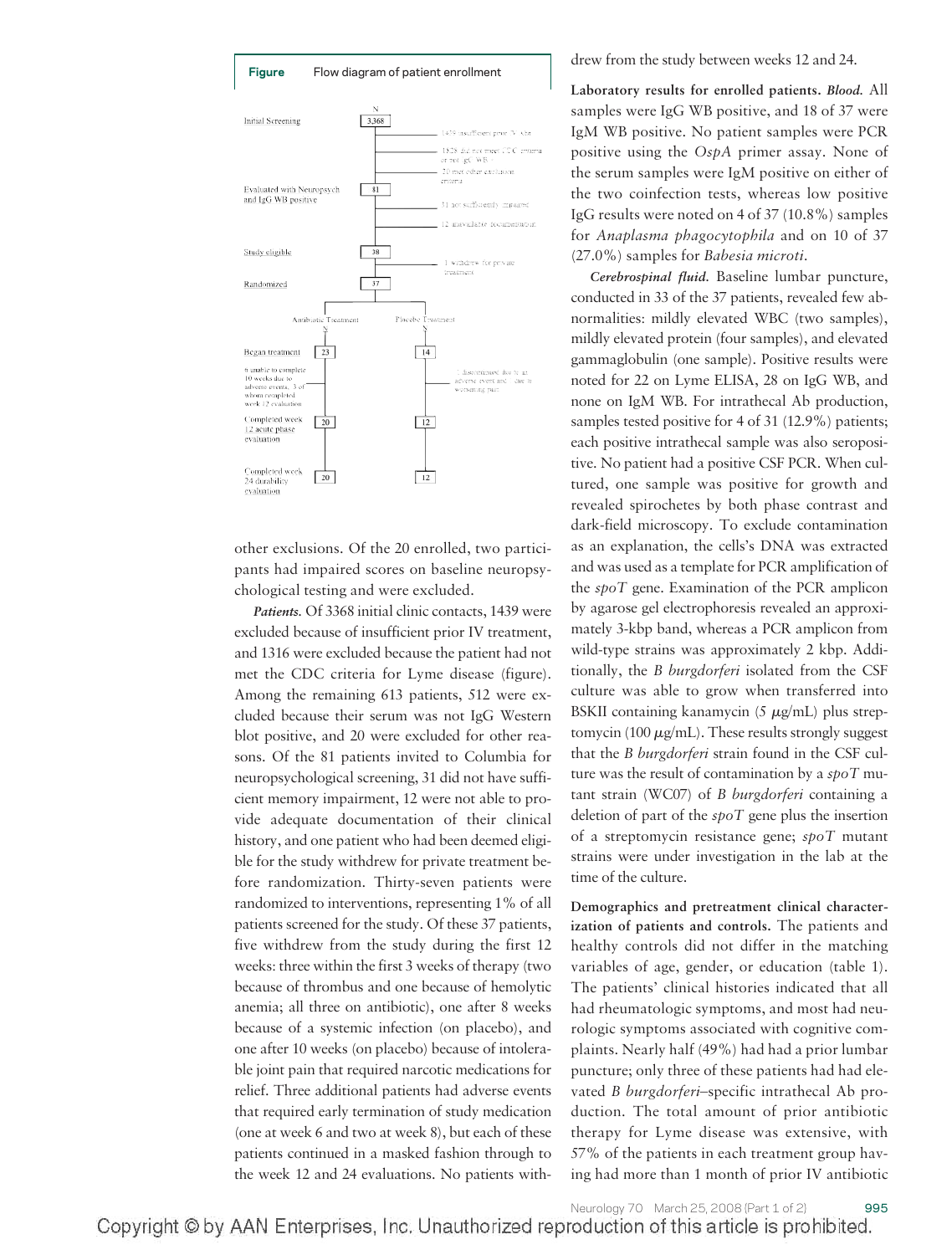**Figure** Flow diagram of patient enrollment

| | N | |
|---|---|---|
| Initial Screening | 3,368 | 1439 insufficient prior IV Abx; 1328 did not meet CDC criteria or not IgG WB+; 20 met other exclusion criteria |
| Evaluated with Neuropsych and IgG WB positive | 81 | 31 not sufficiently impaired; 12 inadequate documentation |
| Study eligible | 38 | 1 withdrew for private treatment |
| Randomized | 37 | |

| | Antibiotic Treatment N | Placebo Treatment N |
|---|---|---|
| Began treatment | 23 | 14 |
| | 6 unable to complete 10 weeks due to adverse events, 3 of whom completed week 12 evaluation | 1 discontinued due to an adverse event and 1 due to worsening pain |
| Completed week 12 acute phase evaluation | 20 | 12 |
| Completed week 24 durability evaluation | 20 | 12 |

other exclusions. Of the 20 enrolled, two participants had impaired scores on baseline neuropsychological testing and were excluded.

*Patients.* Of 3368 initial clinic contacts, 1439 were excluded because of insufficient prior IV treatment, and 1316 were excluded because the patient had not met the CDC criteria for Lyme disease (figure). Among the remaining 613 patients, 512 were excluded because their serum was not IgG Western blot positive, and 20 were excluded for other reasons. Of the 81 patients invited to Columbia for neuropsychological screening, 31 did not have sufficient memory impairment, 12 were not able to provide adequate documentation of their clinical history, and one patient who had been deemed eligible for the study withdrew for private treatment before randomization. Thirty-seven patients were randomized to interventions, representing 1% of all patients screened for the study. Of these 37 patients, five withdrew from the study during the first 12 weeks: three within the first 3 weeks of therapy (two because of thrombus and one because of hemolytic anemia; all three on antibiotic), one after 8 weeks because of a systemic infection (on placebo), and one after 10 weeks (on placebo) because of intolerable joint pain that required narcotic medications for relief. Three additional patients had adverse events that required early termination of study medication (one at week 6 and two at week 8), but each of these patients continued in a masked fashion through to the week 12 and 24 evaluations. No patients withdrew from the study between weeks 12 and 24.

**Laboratory results for enrolled patients.** ***Blood.*** All samples were IgG WB positive, and 18 of 37 were IgM WB positive. No patient samples were PCR positive using the *OspA* primer assay. None of the serum samples were IgM positive on either of the two coinfection tests, whereas low positive IgG results were noted on 4 of 37 (10.8%) samples for *Anaplasma phagocytophila* and on 10 of 37 (27.0%) samples for *Babesia microti.*

*Cerebrospinal fluid.* Baseline lumbar puncture, conducted in 33 of the 37 patients, revealed few abnormalities: mildly elevated WBC (two samples), mildly elevated protein (four samples), and elevated gammaglobulin (one sample). Positive results were noted for 22 on Lyme ELISA, 28 on IgG WB, and none on IgM WB. For intrathecal Ab production, samples tested positive for 4 of 31 (12.9%) patients; each positive intrathecal sample was also seropositive. No patient had a positive CSF PCR. When cultured, one sample was positive for growth and revealed spirochetes by both phase contrast and dark-field microscopy. To exclude contamination as an explanation, the cells's DNA was extracted and was used as a template for PCR amplification of the *spoT* gene. Examination of the PCR amplicon by agarose gel electrophoresis revealed an approximately 3-kbp band, whereas a PCR amplicon from wild-type strains was approximately 2 kbp. Additionally, the *B burgdorferi* isolated from the CSF culture was able to grow when transferred into BSKII containing kanamycin (5 μg/mL) plus streptomycin (100 μg/mL). These results strongly suggest that the *B burgdorferi* strain found in the CSF culture was the result of contamination by a *spoT* mutant strain (WC07) of *B burgdorferi* containing a deletion of part of the *spoT* gene plus the insertion of a streptomycin resistance gene; *spoT* mutant strains were under investigation in the lab at the time of the culture.

**Demographics and pretreatment clinical characterization of patients and controls.** The patients and healthy controls did not differ in the matching variables of age, gender, or education (table 1). The patients' clinical histories indicated that all had rheumatologic symptoms, and most had neurologic symptoms associated with cognitive complaints. Nearly half (49%) had had a prior lumbar puncture; only three of these patients had had elevated *B burgdorferi*–specific intrathecal Ab production. The total amount of prior antibiotic therapy for Lyme disease was extensive, with 57% of the patients in each treatment group having had more than 1 month of prior IV antibiotic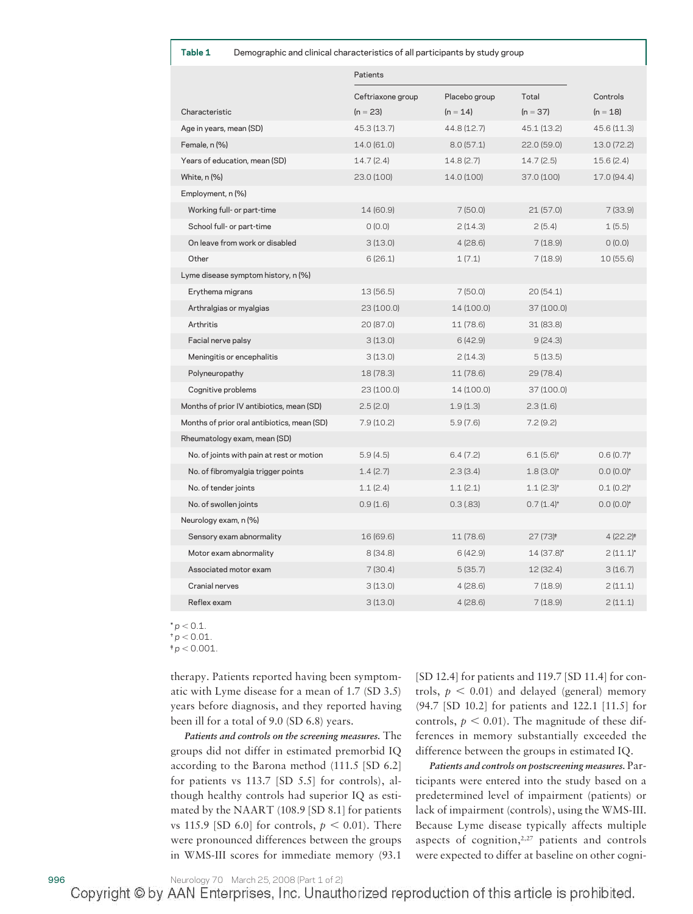**Table 1** Demographic and clinical characteristics of all participants by study group

| Characteristic | Patients: Ceftriaxone group (n = 23) | Patients: Placebo group (n = 14) | Patients: Total (n = 37) | Controls (n = 18) |
|---|---|---|---|---|
| Age in years, mean (SD) | 45.3 (13.7) | 44.8 (12.7) | 45.1 (13.2) | 45.6 (11.3) |
| Female, n (%) | 14.0 (61.0) | 8.0 (57.1) | 22.0 (59.0) | 13.0 (72.2) |
| Years of education, mean (SD) | 14.7 (2.4) | 14.8 (2.7) | 14.7 (2.5) | 15.6 (2.4) |
| White, n (%) | 23.0 (100) | 14.0 (100) | 37.0 (100) | 17.0 (94.4) |
| Employment, n (%) | | | | |
| Working full- or part-time | 14 (60.9) | 7 (50.0) | 21 (57.0) | 7 (33.9) |
| School full- or part-time | 0 (0.0) | 2 (14.3) | 2 (5.4) | 1 (5.5) |
| On leave from work or disabled | 3 (13.0) | 4 (28.6) | 7 (18.9) | 0 (0.0) |
| Other | 6 (26.1) | 1 (7.1) | 7 (18.9) | 10 (55.6) |
| Lyme disease symptom history, n (%) | | | | |
| Erythema migrans | 13 (56.5) | 7 (50.0) | 20 (54.1) | |
| Arthralgias or myalgias | 23 (100.0) | 14 (100.0) | 37 (100.0) | |
| Arthritis | 20 (87.0) | 11 (78.6) | 31 (83.8) | |
| Facial nerve palsy | 3 (13.0) | 6 (42.9) | 9 (24.3) | |
| Meningitis or encephalitis | 3 (13.0) | 2 (14.3) | 5 (13.5) | |
| Polyneuropathy | 18 (78.3) | 11 (78.6) | 29 (78.4) | |
| Cognitive problems | 23 (100.0) | 14 (100.0) | 37 (100.0) | |
| Months of prior IV antibiotics, mean (SD) | 2.5 (2.0) | 1.9 (1.3) | 2.3 (1.6) | |
| Months of prior oral antibiotics, mean (SD) | 7.9 (10.2) | 5.9 (7.6) | 7.2 (9.2) | |
| Rheumatology exam, mean (SD) | | | | |
| No. of joints with pain at rest or motion | 5.9 (4.5) | 6.4 (7.2) | 6.1 (5.6)† | 0.6 (0.7)† |
| No. of fibromyalgia trigger points | 1.4 (2.7) | 2.3 (3.4) | 1.8 (3.0)† | 0.0 (0.0)† |
| No. of tender joints | 1.1 (2.4) | 1.1 (2.1) | 1.1 (2.3)† | 0.1 (0.2)† |
| No. of swollen joints | 0.9 (1.6) | 0.3 (.83) | 0.7 (1.4)† | 0.0 (0.0)† |
| Neurology exam, n (%) | | | | |
| Sensory exam abnormality | 16 (69.6) | 11 (78.6) | 27 (73)‡ | 4 (22.2)‡ |
| Motor exam abnormality | 8 (34.8) | 6 (42.9) | 14 (37.8)* | 2 (11.1)* |
| Associated motor exam | 7 (30.4) | 5 (35.7) | 12 (32.4) | 3 (16.7) |
| Cranial nerves | 3 (13.0) | 4 (28.6) | 7 (18.9) | 2 (11.1) |
| Reflex exam | 3 (13.0) | 4 (28.6) | 7 (18.9) | 2 (11.1) |

\* $p < 0.1$.
† $p < 0.01$.
‡ $p < 0.001$.

therapy. Patients reported having been symptomatic with Lyme disease for a mean of 1.7 (SD 3.5) years before diagnosis, and they reported having been ill for a total of 9.0 (SD 6.8) years.

***Patients and controls on the screening measures.*** The groups did not differ in estimated premorbid IQ according to the Barona method (111.5 [SD 6.2] for patients vs 113.7 [SD 5.5] for controls), although healthy controls had superior IQ as estimated by the NAART (108.9 [SD 8.1] for patients vs 115.9 [SD 6.0] for controls, $p < 0.01$). There were pronounced differences between the groups in WMS-III scores for immediate memory (93.1 [SD 12.4] for patients and 119.7 [SD 11.4] for controls, $p < 0.01$) and delayed (general) memory (94.7 [SD 10.2] for patients and 122.1 [11.5] for controls, $p < 0.01$). The magnitude of these differences in memory substantially exceeded the difference between the groups in estimated IQ.

***Patients and controls on postscreening measures.*** Participants were entered into the study based on a predetermined level of impairment (patients) or lack of impairment (controls), using the WMS-III. Because Lyme disease typically affects multiple aspects of cognition,[2,27] patients and controls were expected to differ at baseline on other cogni-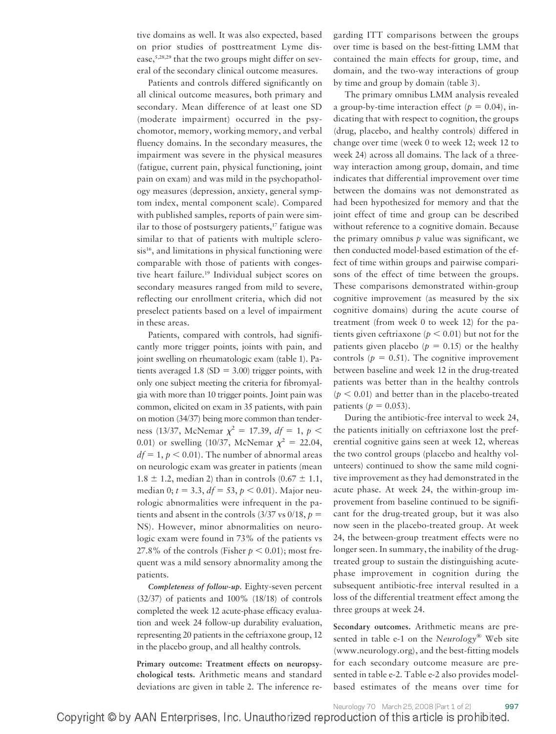tive domains as well. It was also expected, based on prior studies of posttreatment Lyme disease,[5,28,29] that the two groups might differ on several of the secondary clinical outcome measures.

Patients and controls differed significantly on all clinical outcome measures, both primary and secondary. Mean difference of at least one SD (moderate impairment) occurred in the psychomotor, memory, working memory, and verbal fluency domains. In the secondary measures, the impairment was severe in the physical measures (fatigue, current pain, physical functioning, joint pain on exam) and was mild in the psychopathology measures (depression, anxiety, general symptom index, mental component scale). Compared with published samples, reports of pain were similar to those of postsurgery patients,[17] fatigue was similar to that of patients with multiple sclerosis[16], and limitations in physical functioning were comparable with those of patients with congestive heart failure.[19] Individual subject scores on secondary measures ranged from mild to severe, reflecting our enrollment criteria, which did not preselect patients based on a level of impairment in these areas.

Patients, compared with controls, had significantly more trigger points, joints with pain, and joint swelling on rheumatologic exam (table 1). Patients averaged 1.8 (SD = 3.00) trigger points, with only one subject meeting the criteria for fibromyalgia with more than 10 trigger points. Joint pain was common, elicited on exam in 35 patients, with pain on motion (34/37) being more common than tenderness (13/37, McNemar $\chi^2 = 17.39$, $df = 1$, $p < 0.01$) or swelling (10/37, McNemar $\chi^2 = 22.04$, $df = 1$, $p < 0.01$). The number of abnormal areas on neurologic exam was greater in patients (mean 1.8 ± 1.2, median 2) than in controls (0.67 ± 1.1, median 0; $t = 3.3$, $df = 53$, $p < 0.01$). Major neurologic abnormalities were infrequent in the patients and absent in the controls (3/37 vs 0/18, $p =$ NS). However, minor abnormalities on neurologic exam were found in 73% of the patients vs 27.8% of the controls (Fisher $p < 0.01$); most frequent was a mild sensory abnormality among the patients.

***Completeness of follow-up.*** Eighty-seven percent (32/37) of patients and 100% (18/18) of controls completed the week 12 acute-phase efficacy evaluation and week 24 follow-up durability evaluation, representing 20 patients in the ceftriaxone group, 12 in the placebo group, and all healthy controls.

**Primary outcome: Treatment effects on neuropsychological tests.** Arithmetic means and standard deviations are given in table 2. The inference regarding ITT comparisons between the groups over time is based on the best-fitting LMM that contained the main effects for group, time, and domain, and the two-way interactions of group by time and group by domain (table 3).

The primary omnibus LMM analysis revealed a group-by-time interaction effect ($p = 0.04$), indicating that with respect to cognition, the groups (drug, placebo, and healthy controls) differed in change over time (week 0 to week 12; week 12 to week 24) across all domains. The lack of a three-way interaction among group, domain, and time indicates that differential improvement over time between the domains was not demonstrated as had been hypothesized for memory and that the joint effect of time and group can be described without reference to a cognitive domain. Because the primary omnibus $p$ value was significant, we then conducted model-based estimation of the effect of time within groups and pairwise comparisons of the effect of time between the groups. These comparisons demonstrated within-group cognitive improvement (as measured by the six cognitive domains) during the acute course of treatment (from week 0 to week 12) for the patients given ceftriaxone ($p < 0.01$) but not for the patients given placebo ($p = 0.15$) or the healthy controls ($p = 0.51$). The cognitive improvement between baseline and week 12 in the drug-treated patients was better than in the healthy controls ($p < 0.01$) and better than in the placebo-treated patients ($p = 0.053$).

During the antibiotic-free interval to week 24, the patients initially on ceftriaxone lost the preferential cognitive gains seen at week 12, whereas the two control groups (placebo and healthy volunteers) continued to show the same mild cognitive improvement as they had demonstrated in the acute phase. At week 24, the within-group improvement from baseline continued to be significant for the drug-treated group, but it was also now seen in the placebo-treated group. At week 24, the between-group treatment effects were no longer seen. In summary, the inability of the drug-treated group to sustain the distinguishing acute-phase improvement in cognition during the subsequent antibiotic-free interval resulted in a loss of the differential treatment effect among the three groups at week 24.

**Secondary outcomes.** Arithmetic means are presented in table e-1 on the *Neurology*® Web site (www.neurology.org), and the best-fitting models for each secondary outcome measure are presented in table e-2. Table e-2 also provides model-based estimates of the means over time for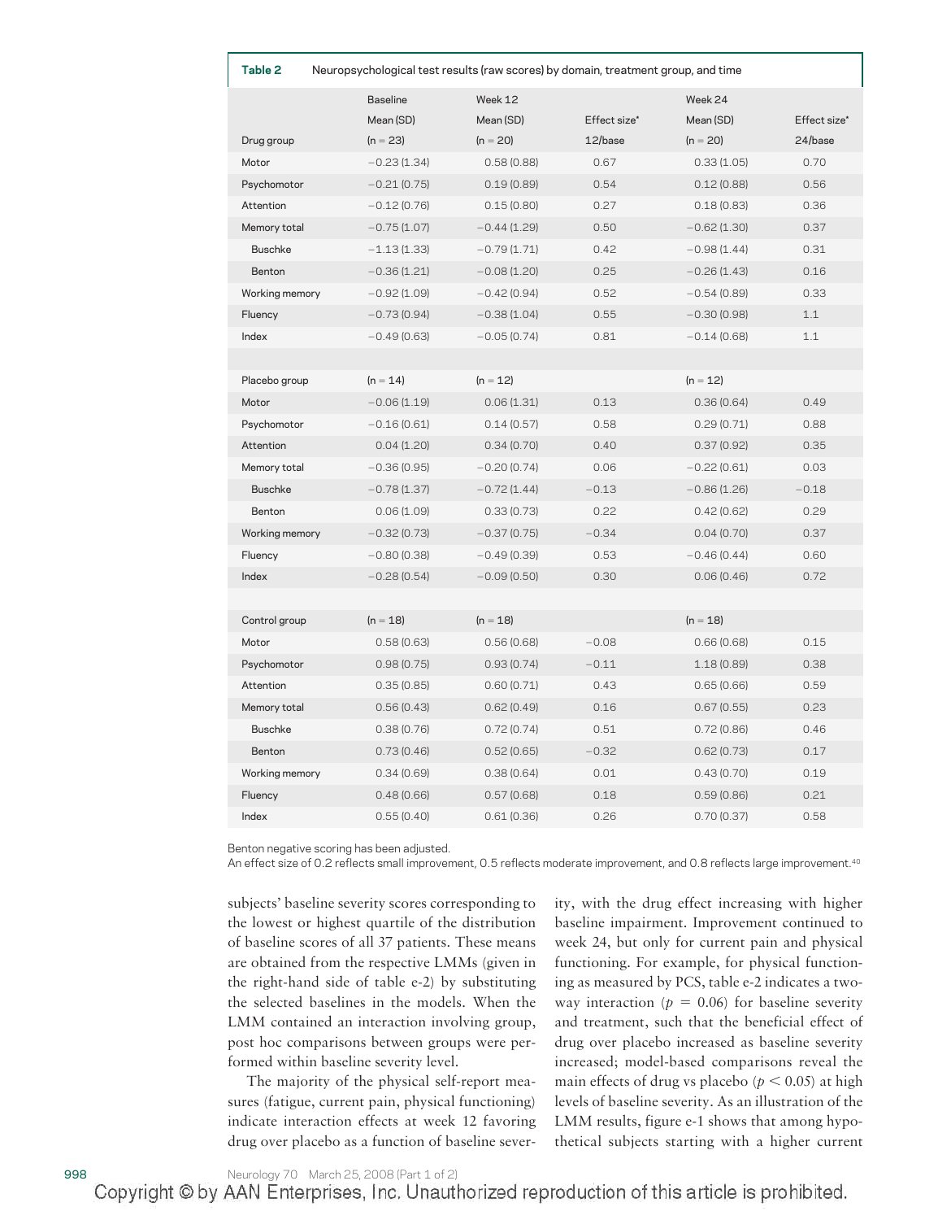**Table 2** Neuropsychological test results (raw scores) by domain, treatment group, and time

| | Baseline Mean (SD) | Week 12 Mean (SD) | Effect size* 12/base | Week 24 Mean (SD) | Effect size* 24/base |
|---|---|---|---|---|---|
| Drug group | (n = 23) | (n = 20) | | (n = 20) | |
| Motor | −0.23 (1.34) | 0.58 (0.88) | 0.67 | 0.33 (1.05) | 0.70 |
| Psychomotor | −0.21 (0.75) | 0.19 (0.89) | 0.54 | 0.12 (0.88) | 0.56 |
| Attention | −0.12 (0.76) | 0.15 (0.80) | 0.27 | 0.18 (0.83) | 0.36 |
| Memory total | −0.75 (1.07) | −0.44 (1.29) | 0.50 | −0.62 (1.30) | 0.37 |
| Buschke | −1.13 (1.33) | −0.79 (1.71) | 0.42 | −0.98 (1.44) | 0.31 |
| Benton | −0.36 (1.21) | −0.08 (1.20) | 0.25 | −0.26 (1.43) | 0.16 |
| Working memory | −0.92 (1.09) | −0.42 (0.94) | 0.52 | −0.54 (0.89) | 0.33 |
| Fluency | −0.73 (0.94) | −0.38 (1.04) | 0.55 | −0.30 (0.98) | 1.1 |
| Index | −0.49 (0.63) | −0.05 (0.74) | 0.81 | −0.14 (0.68) | 1.1 |
| | | | | | |
| Placebo group | (n = 14) | (n = 12) | | (n = 12) | |
| Motor | −0.06 (1.19) | 0.06 (1.31) | 0.13 | 0.36 (0.64) | 0.49 |
| Psychomotor | −0.16 (0.61) | 0.14 (0.57) | 0.58 | 0.29 (0.71) | 0.88 |
| Attention | 0.04 (1.20) | 0.34 (0.70) | 0.40 | 0.37 (0.92) | 0.35 |
| Memory total | −0.36 (0.95) | −0.20 (0.74) | 0.06 | −0.22 (0.61) | 0.03 |
| Buschke | −0.78 (1.37) | −0.72 (1.44) | −0.13 | −0.86 (1.26) | −0.18 |
| Benton | 0.06 (1.09) | 0.33 (0.73) | 0.22 | 0.42 (0.62) | 0.29 |
| Working memory | −0.32 (0.73) | −0.37 (0.75) | −0.34 | 0.04 (0.70) | 0.37 |
| Fluency | −0.80 (0.38) | −0.49 (0.39) | 0.53 | −0.46 (0.44) | 0.60 |
| Index | −0.28 (0.54) | −0.09 (0.50) | 0.30 | 0.06 (0.46) | 0.72 |
| | | | | | |
| Control group | (n = 18) | (n = 18) | | (n = 18) | |
| Motor | 0.58 (0.63) | 0.56 (0.68) | −0.08 | 0.66 (0.68) | 0.15 |
| Psychomotor | 0.98 (0.75) | 0.93 (0.74) | −0.11 | 1.18 (0.89) | 0.38 |
| Attention | 0.35 (0.85) | 0.60 (0.71) | 0.43 | 0.65 (0.66) | 0.59 |
| Memory total | 0.56 (0.43) | 0.62 (0.49) | 0.16 | 0.67 (0.55) | 0.23 |
| Buschke | 0.38 (0.76) | 0.72 (0.74) | 0.51 | 0.72 (0.86) | 0.46 |
| Benton | 0.73 (0.46) | 0.52 (0.65) | −0.32 | 0.62 (0.73) | 0.17 |
| Working memory | 0.34 (0.69) | 0.38 (0.64) | 0.01 | 0.43 (0.70) | 0.19 |
| Fluency | 0.48 (0.66) | 0.57 (0.68) | 0.18 | 0.59 (0.86) | 0.21 |
| Index | 0.55 (0.40) | 0.61 (0.36) | 0.26 | 0.70 (0.37) | 0.58 |

Benton negative scoring has been adjusted.
An effect size of 0.2 reflects small improvement, 0.5 reflects moderate improvement, and 0.8 reflects large improvement.[40]

subjects' baseline severity scores corresponding to the lowest or highest quartile of the distribution of baseline scores of all 37 patients. These means are obtained from the respective LMMs (given in the right-hand side of table e-2) by substituting the selected baselines in the models. When the LMM contained an interaction involving group, post hoc comparisons between groups were performed within baseline severity level.

The majority of the physical self-report measures (fatigue, current pain, physical functioning) indicate interaction effects at week 12 favoring drug over placebo as a function of baseline severity, with the drug effect increasing with higher baseline impairment. Improvement continued to week 24, but only for current pain and physical functioning. For example, for physical functioning as measured by PCS, table e-2 indicates a two-way interaction ($p = 0.06$) for baseline severity and treatment, such that the beneficial effect of drug over placebo increased as baseline severity increased; model-based comparisons reveal the main effects of drug vs placebo ($p < 0.05$) at high levels of baseline severity. As an illustration of the LMM results, figure e-1 shows that among hypothetical subjects starting with a higher current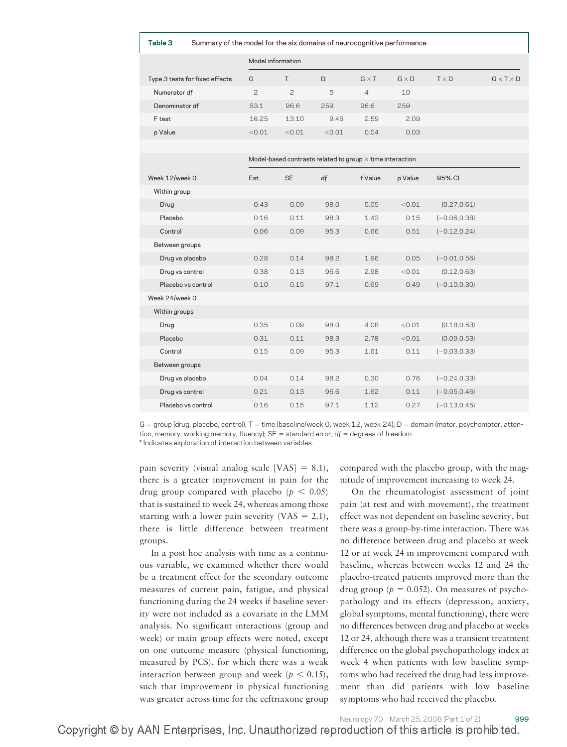**Table 3** Summary of the model for the six domains of neurocognitive performance

| | Model information | | | | | | |
|---|---|---|---|---|---|---|---|
| Type 3 tests for fixed effects | G | T | D | G × T | G × D | T × D | G × T × D |
| Numerator *df* | 2 | 2 | 5 | 4 | 10 | | |
| Denominator *df* | 53.1 | 96.6 | 259 | 96.6 | 259 | | |
| F test | 16.25 | 13.10 | 9.46 | 2.59 | 2.09 | | |
| *p* Value | <0.01 | <0.01 | <0.01 | 0.04 | 0.03 | | |

| | Model-based contrasts related to group × time interaction | | | | | |
|---|---|---|---|---|---|---|
| Week 12/week 0 | Est. | SE | *df* | *t* Value | *p* Value | 95% CI |
| Within group | | | | | | |
| Drug | 0.43 | 0.09 | 98.0 | 5.05 | <0.01 | (0.27,0.61) |
| Placebo | 0.16 | 0.11 | 98.3 | 1.43 | 0.15 | (−0.06,0.38) |
| Control | 0.06 | 0.09 | 95.3 | 0.66 | 0.51 | (−0.12,0.24) |
| Between groups | | | | | | |
| Drug vs placebo | 0.28 | 0.14 | 98.2 | 1.96 | 0.05 | (−0.01,0.56) |
| Drug vs control | 0.38 | 0.13 | 96.6 | 2.98 | <0.01 | (0.12,0.63) |
| Placebo vs control | 0.10 | 0.15 | 97.1 | 0.69 | 0.49 | (−0.10,0.30) |
| Week 24/week 0 | | | | | | |
| Within groups | | | | | | |
| Drug | 0.35 | 0.09 | 98.0 | 4.08 | <0.01 | (0.18,0.53) |
| Placebo | 0.31 | 0.11 | 98.3 | 2.78 | <0.01 | (0.09,0.53) |
| Control | 0.15 | 0.09 | 95.3 | 1.61 | 0.11 | (−0.03,0.33) |
| Between groups | | | | | | |
| Drug vs placebo | 0.04 | 0.14 | 98.2 | 0.30 | 0.76 | (−0.24,0.33) |
| Drug vs control | 0.21 | 0.13 | 96.6 | 1.62 | 0.11 | (−0.05,0.46) |
| Placebo vs control | 0.16 | 0.15 | 97.1 | 1.12 | 0.27 | (−0.13,0.45) |

G = group (drug, placebo, control); T = time (baseline/week 0, week 12, week 24); D = domain (motor, psychomotor, attention, memory, working memory, fluency); SE = standard error; *df* = degrees of freedom.
* Indicates exploration of interaction between variables.

pain severity (visual analog scale [VAS] = 8.1), there is a greater improvement in pain for the drug group compared with placebo ($p < 0.05$) that is sustained to week 24, whereas among those starting with a lower pain severity (VAS = 2.1), there is little difference between treatment groups.

In a post hoc analysis with time as a continuous variable, we examined whether there would be a treatment effect for the secondary outcome measures of current pain, fatigue, and physical functioning during the 24 weeks if baseline severity were not included as a covariate in the LMM analysis. No significant interactions (group and week) or main group effects were noted, except on one outcome measure (physical functioning, measured by PCS), for which there was a weak interaction between group and week ($p < 0.15$), such that improvement in physical functioning was greater across time for the ceftriaxone group compared with the placebo group, with the magnitude of improvement increasing to week 24.

On the rheumatologist assessment of joint pain (at rest and with movement), the treatment effect was not dependent on baseline severity, but there was a group-by-time interaction. There was no difference between drug and placebo at week 12 or at week 24 in improvement compared with baseline, whereas between weeks 12 and 24 the placebo-treated patients improved more than the drug group ($p = 0.052$). On measures of psychopathology and its effects (depression, anxiety, global symptoms, mental functioning), there were no differences between drug and placebo at weeks 12 or 24, although there was a transient treatment difference on the global psychopathology index at week 4 when patients with low baseline symptoms who had received the drug had less improvement than did patients with low baseline symptoms who had received the placebo.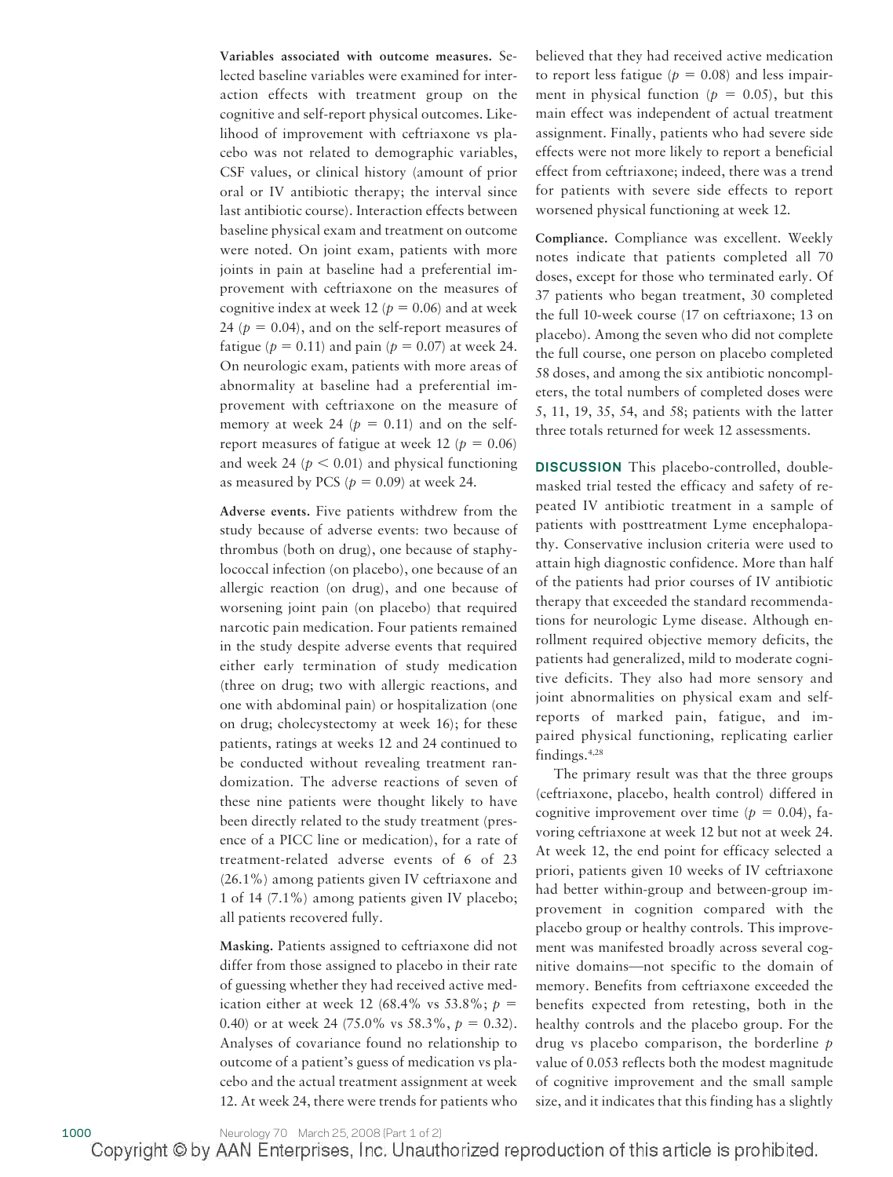**Variables associated with outcome measures.** Selected baseline variables were examined for interaction effects with treatment group on the cognitive and self-report physical outcomes. Likelihood of improvement with ceftriaxone vs placebo was not related to demographic variables, CSF values, or clinical history (amount of prior oral or IV antibiotic therapy; the interval since last antibiotic course). Interaction effects between baseline physical exam and treatment on outcome were noted. On joint exam, patients with more joints in pain at baseline had a preferential improvement with ceftriaxone on the measures of cognitive index at week 12 ($p = 0.06$) and at week 24 ($p = 0.04$), and on the self-report measures of fatigue ($p = 0.11$) and pain ($p = 0.07$) at week 24. On neurologic exam, patients with more areas of abnormality at baseline had a preferential improvement with ceftriaxone on the measure of memory at week 24 ($p = 0.11$) and on the self-report measures of fatigue at week 12 ($p = 0.06$) and week 24 ($p < 0.01$) and physical functioning as measured by PCS ($p = 0.09$) at week 24.

**Adverse events.** Five patients withdrew from the study because of adverse events: two because of thrombus (both on drug), one because of staphylococcal infection (on placebo), one because of an allergic reaction (on drug), and one because of worsening joint pain (on placebo) that required narcotic pain medication. Four patients remained in the study despite adverse events that required either early termination of study medication (three on drug; two with allergic reactions, and one with abdominal pain) or hospitalization (one on drug; cholecystectomy at week 16); for these patients, ratings at weeks 12 and 24 continued to be conducted without revealing treatment randomization. The adverse reactions of seven of these nine patients were thought likely to have been directly related to the study treatment (presence of a PICC line or medication), for a rate of treatment-related adverse events of 6 of 23 (26.1%) among patients given IV ceftriaxone and 1 of 14 (7.1%) among patients given IV placebo; all patients recovered fully.

**Masking.** Patients assigned to ceftriaxone did not differ from those assigned to placebo in their rate of guessing whether they had received active medication either at week 12 (68.4% vs 53.8%; $p = 0.40$) or at week 24 (75.0% vs 58.3%, $p = 0.32$). Analyses of covariance found no relationship to outcome of a patient's guess of medication vs placebo and the actual treatment assignment at week 12. At week 24, there were trends for patients who believed that they had received active medication to report less fatigue ($p = 0.08$) and less impairment in physical function ($p = 0.05$), but this main effect was independent of actual treatment assignment. Finally, patients who had severe side effects were not more likely to report a beneficial effect from ceftriaxone; indeed, there was a trend for patients with severe side effects to report worsened physical functioning at week 12.

**Compliance.** Compliance was excellent. Weekly notes indicate that patients completed all 70 doses, except for those who terminated early. Of 37 patients who began treatment, 30 completed the full 10-week course (17 on ceftriaxone; 13 on placebo). Among the seven who did not complete the full course, one person on placebo completed 58 doses, and among the six antibiotic noncompleters, the total numbers of completed doses were 5, 11, 19, 35, 54, and 58; patients with the latter three totals returned for week 12 assessments.

## DISCUSSION

This placebo-controlled, double-masked trial tested the efficacy and safety of repeated IV antibiotic treatment in a sample of patients with posttreatment Lyme encephalopathy. Conservative inclusion criteria were used to attain high diagnostic confidence. More than half of the patients had prior courses of IV antibiotic therapy that exceeded the standard recommendations for neurologic Lyme disease. Although enrollment required objective memory deficits, the patients had generalized, mild to moderate cognitive deficits. They also had more sensory and joint abnormalities on physical exam and self-reports of marked pain, fatigue, and impaired physical functioning, replicating earlier findings.[4,28]

The primary result was that the three groups (ceftriaxone, placebo, health control) differed in cognitive improvement over time ($p = 0.04$), favoring ceftriaxone at week 12 but not at week 24. At week 12, the end point for efficacy selected a priori, patients given 10 weeks of IV ceftriaxone had better within-group and between-group improvement in cognition compared with the placebo group or healthy controls. This improvement was manifested broadly across several cognitive domains—not specific to the domain of memory. Benefits from ceftriaxone exceeded the benefits expected from retesting, both in the healthy controls and the placebo group. For the drug vs placebo comparison, the borderline $p$ value of 0.053 reflects both the modest magnitude of cognitive improvement and the small sample size, and it indicates that this finding has a slightly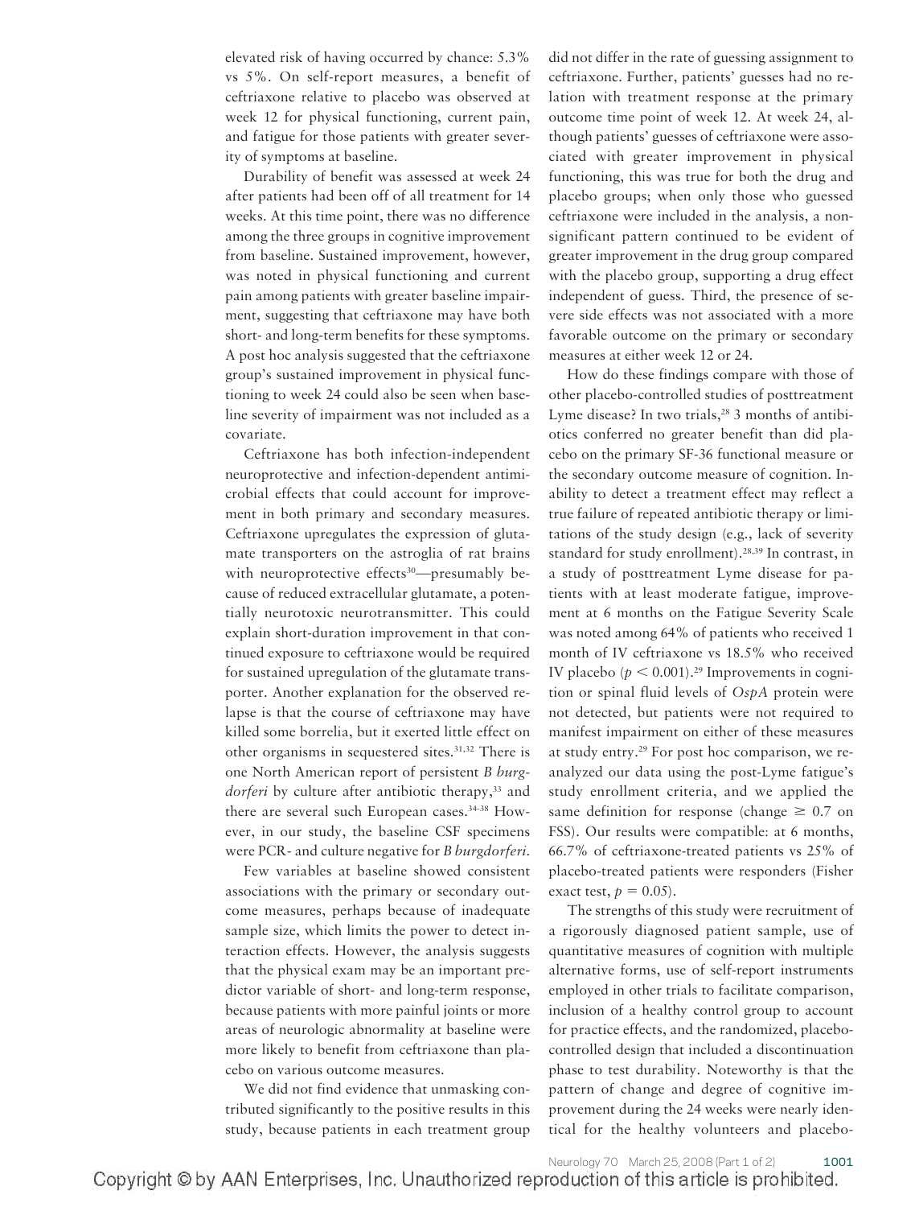elevated risk of having occurred by chance: 5.3% vs 5%. On self-report measures, a benefit of ceftriaxone relative to placebo was observed at week 12 for physical functioning, current pain, and fatigue for those patients with greater severity of symptoms at baseline.

Durability of benefit was assessed at week 24 after patients had been off of all treatment for 14 weeks. At this time point, there was no difference among the three groups in cognitive improvement from baseline. Sustained improvement, however, was noted in physical functioning and current pain among patients with greater baseline impairment, suggesting that ceftriaxone may have both short- and long-term benefits for these symptoms. A post hoc analysis suggested that the ceftriaxone group's sustained improvement in physical functioning to week 24 could also be seen when baseline severity of impairment was not included as a covariate.

Ceftriaxone has both infection-independent neuroprotective and infection-dependent antimicrobial effects that could account for improvement in both primary and secondary measures. Ceftriaxone upregulates the expression of glutamate transporters on the astroglia of rat brains with neuroprotective effects[30]—presumably because of reduced extracellular glutamate, a potentially neurotoxic neurotransmitter. This could explain short-duration improvement in that continued exposure to ceftriaxone would be required for sustained upregulation of the glutamate transporter. Another explanation for the observed relapse is that the course of ceftriaxone may have killed some borrelia, but it exerted little effect on other organisms in sequestered sites.[31,32] There is one North American report of persistent *B burgdorferi* by culture after antibiotic therapy,[33] and there are several such European cases.[34-38] However, in our study, the baseline CSF specimens were PCR- and culture negative for *B burgdorferi*.

Few variables at baseline showed consistent associations with the primary or secondary outcome measures, perhaps because of inadequate sample size, which limits the power to detect interaction effects. However, the analysis suggests that the physical exam may be an important predictor variable of short- and long-term response, because patients with more painful joints or more areas of neurologic abnormality at baseline were more likely to benefit from ceftriaxone than placebo on various outcome measures.

We did not find evidence that unmasking contributed significantly to the positive results in this study, because patients in each treatment group did not differ in the rate of guessing assignment to ceftriaxone. Further, patients' guesses had no relation with treatment response at the primary outcome time point of week 12. At week 24, although patients' guesses of ceftriaxone were associated with greater improvement in physical functioning, this was true for both the drug and placebo groups; when only those who guessed ceftriaxone were included in the analysis, a nonsignificant pattern continued to be evident of greater improvement in the drug group compared with the placebo group, supporting a drug effect independent of guess. Third, the presence of severe side effects was not associated with a more favorable outcome on the primary or secondary measures at either week 12 or 24.

How do these findings compare with those of other placebo-controlled studies of posttreatment Lyme disease? In two trials,[28] 3 months of antibiotics conferred no greater benefit than did placebo on the primary SF-36 functional measure or the secondary outcome measure of cognition. Inability to detect a treatment effect may reflect a true failure of repeated antibiotic therapy or limitations of the study design (e.g., lack of severity standard for study enrollment).[28,39] In contrast, in a study of posttreatment Lyme disease for patients with at least moderate fatigue, improvement at 6 months on the Fatigue Severity Scale was noted among 64% of patients who received 1 month of IV ceftriaxone vs 18.5% who received IV placebo ($p < 0.001$).[29] Improvements in cognition or spinal fluid levels of *OspA* protein were not detected, but patients were not required to manifest impairment on either of these measures at study entry.[29] For post hoc comparison, we reanalyzed our data using the post-Lyme fatigue's study enrollment criteria, and we applied the same definition for response (change $\geq 0.7$ on FSS). Our results were compatible: at 6 months, 66.7% of ceftriaxone-treated patients vs 25% of placebo-treated patients were responders (Fisher exact test, $p = 0.05$).

The strengths of this study were recruitment of a rigorously diagnosed patient sample, use of quantitative measures of cognition with multiple alternative forms, use of self-report instruments employed in other trials to facilitate comparison, inclusion of a healthy control group to account for practice effects, and the randomized, placebo-controlled design that included a discontinuation phase to test durability. Noteworthy is that the pattern of change and degree of cognitive improvement during the 24 weeks were nearly identical for the healthy volunteers and placebo-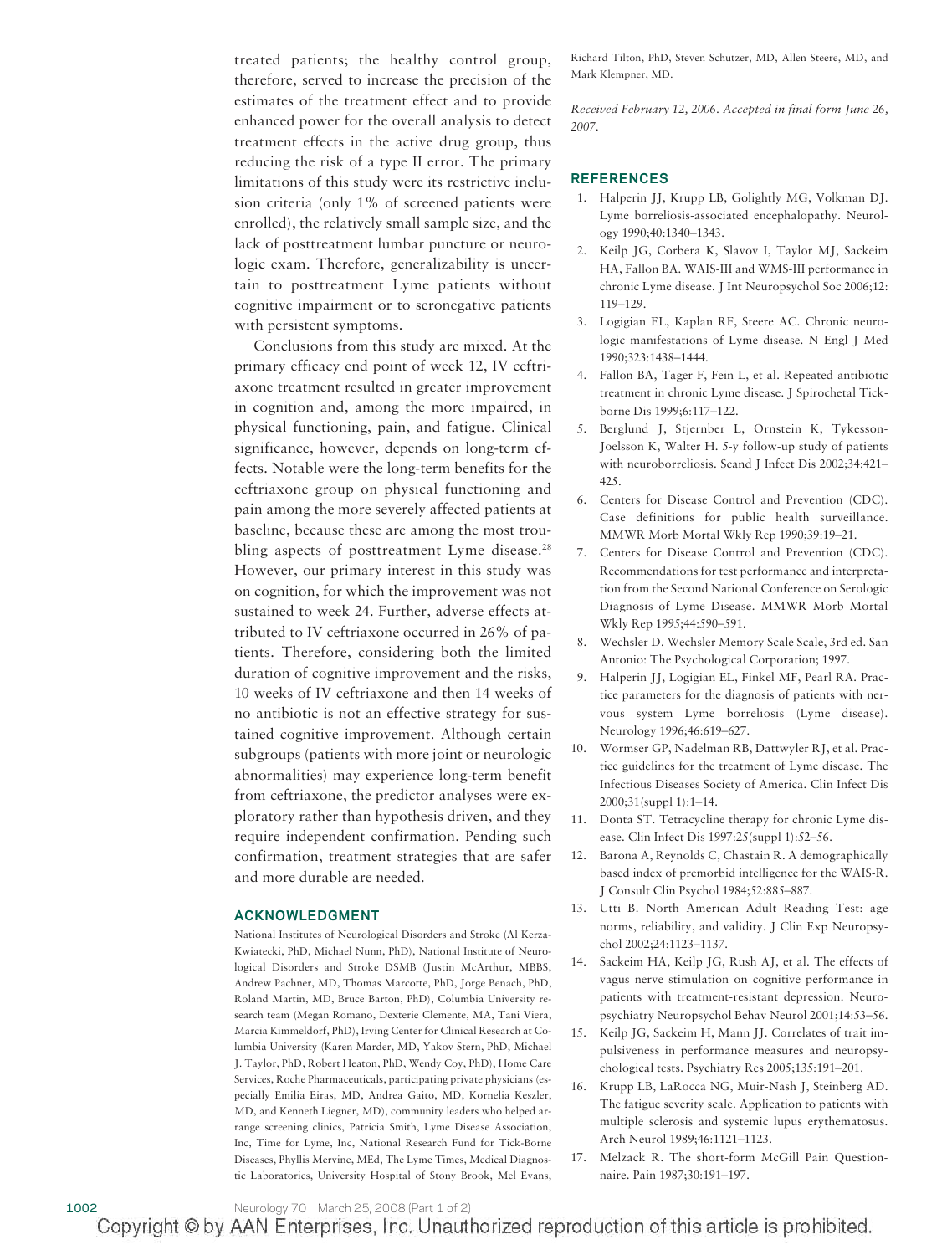treated patients; the healthy control group, therefore, served to increase the precision of the estimates of the treatment effect and to provide enhanced power for the overall analysis to detect treatment effects in the active drug group, thus reducing the risk of a type II error. The primary limitations of this study were its restrictive inclusion criteria (only 1% of screened patients were enrolled), the relatively small sample size, and the lack of posttreatment lumbar puncture or neurologic exam. Therefore, generalizability is uncertain to posttreatment Lyme patients without cognitive impairment or to seronegative patients with persistent symptoms.

Conclusions from this study are mixed. At the primary efficacy end point of week 12, IV ceftriaxone treatment resulted in greater improvement in cognition and, among the more impaired, in physical functioning, pain, and fatigue. Clinical significance, however, depends on long-term effects. Notable were the long-term benefits for the ceftriaxone group on physical functioning and pain among the more severely affected patients at baseline, because these are among the most troubling aspects of posttreatment Lyme disease.[28] However, our primary interest in this study was on cognition, for which the improvement was not sustained to week 24. Further, adverse effects attributed to IV ceftriaxone occurred in 26% of patients. Therefore, considering both the limited duration of cognitive improvement and the risks, 10 weeks of IV ceftriaxone and then 14 weeks of no antibiotic is not an effective strategy for sustained cognitive improvement. Although certain subgroups (patients with more joint or neurologic abnormalities) may experience long-term benefit from ceftriaxone, the predictor analyses were exploratory rather than hypothesis driven, and they require independent confirmation. Pending such confirmation, treatment strategies that are safer and more durable are needed.

## ACKNOWLEDGMENT

National Institutes of Neurological Disorders and Stroke (Al Kerza-Kwiatecki, PhD, Michael Nunn, PhD), National Institute of Neurological Disorders and Stroke DSMB (Justin McArthur, MBBS, Andrew Pachner, MD, Thomas Marcotte, PhD, Jorge Benach, PhD, Roland Martin, MD, Bruce Barton, PhD), Columbia University research team (Megan Romano, Dexterie Clemente, MA, Tani Viera, Marcia Kimmeldorf, PhD), Irving Center for Clinical Research at Columbia University (Karen Marder, MD, Yakov Stern, PhD, Michael J. Taylor, PhD, Robert Heaton, PhD, Wendy Coy, PhD), Home Care Services, Roche Pharmaceuticals, participating private physicians (especially Emilia Eiras, MD, Andrea Gaito, MD, Kornelia Keszler, MD, and Kenneth Liegner, MD), community leaders who helped arrange screening clinics, Patricia Smith, Lyme Disease Association, Inc, Time for Lyme, Inc, National Research Fund for Tick-Borne Diseases, Phyllis Mervine, MEd, The Lyme Times, Medical Diagnostic Laboratories, University Hospital of Stony Brook, Mel Evans, Richard Tilton, PhD, Steven Schutzer, MD, Allen Steere, MD, and Mark Klempner, MD.

*Received February 12, 2006. Accepted in final form June 26, 2007.*

## REFERENCES

1. Halperin JJ, Krupp LB, Golightly MG, Volkman DJ. Lyme borreliosis-associated encephalopathy. Neurology 1990;40:1340–1343.
2. Keilp JG, Corbera K, Slavov I, Taylor MJ, Sackeim HA, Fallon BA. WAIS-III and WMS-III performance in chronic Lyme disease. J Int Neuropsychol Soc 2006;12:119–129.
3. Logigian EL, Kaplan RF, Steere AC. Chronic neurologic manifestations of Lyme disease. N Engl J Med 1990;323:1438–1444.
4. Fallon BA, Tager F, Fein L, et al. Repeated antibiotic treatment in chronic Lyme disease. J Spirochetal Tick-borne Dis 1999;6:117–122.
5. Berglund J, Stjernber L, Ornstein K, Tykesson-Joelsson K, Walter H. 5-y follow-up study of patients with neuroborreliosis. Scand J Infect Dis 2002;34:421–425.
6. Centers for Disease Control and Prevention (CDC). Case definitions for public health surveillance. MMWR Morb Mortal Wkly Rep 1990;39:19–21.
7. Centers for Disease Control and Prevention (CDC). Recommendations for test performance and interpretation from the Second National Conference on Serologic Diagnosis of Lyme Disease. MMWR Morb Mortal Wkly Rep 1995;44:590–591.
8. Wechsler D. Wechsler Memory Scale Scale, 3rd ed. San Antonio: The Psychological Corporation; 1997.
9. Halperin JJ, Logigian EL, Finkel MF, Pearl RA. Practice parameters for the diagnosis of patients with nervous system Lyme borreliosis (Lyme disease). Neurology 1996;46:619–627.
10. Wormser GP, Nadelman RB, Dattwyler RJ, et al. Practice guidelines for the treatment of Lyme disease. The Infectious Diseases Society of America. Clin Infect Dis 2000;31(suppl 1):1–14.
11. Donta ST. Tetracycline therapy for chronic Lyme disease. Clin Infect Dis 1997:25(suppl 1):52–56.
12. Barona A, Reynolds C, Chastain R. A demographically based index of premorbid intelligence for the WAIS-R. J Consult Clin Psychol 1984;52:885–887.
13. Utti B. North American Adult Reading Test: age norms, reliability, and validity. J Clin Exp Neuropsychol 2002;24:1123–1137.
14. Sackeim HA, Keilp JG, Rush AJ, et al. The effects of vagus nerve stimulation on cognitive performance in patients with treatment-resistant depression. Neuropsychiatry Neuropsychol Behav Neurol 2001;14:53–56.
15. Keilp JG, Sackeim H, Mann JJ. Correlates of trait impulsiveness in performance measures and neuropsychological tests. Psychiatry Res 2005;135:191–201.
16. Krupp LB, LaRocca NG, Muir-Nash J, Steinberg AD. The fatigue severity scale. Application to patients with multiple sclerosis and systemic lupus erythematosus. Arch Neurol 1989;46:1121–1123.
17. Melzack R. The short-form McGill Pain Questionnaire. Pain 1987;30:191–197.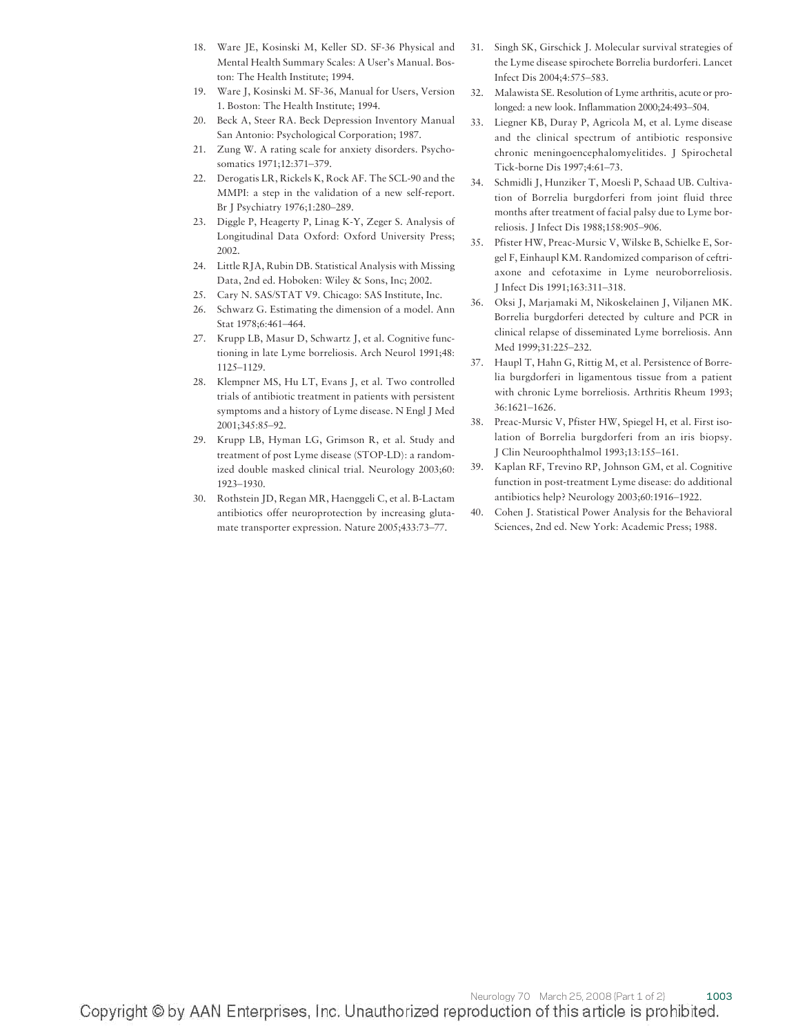18. Ware JE, Kosinski M, Keller SD. SF-36 Physical and Mental Health Summary Scales: A User's Manual. Boston: The Health Institute; 1994.
19. Ware J, Kosinski M. SF-36, Manual for Users, Version 1. Boston: The Health Institute; 1994.
20. Beck A, Steer RA. Beck Depression Inventory Manual San Antonio: Psychological Corporation; 1987.
21. Zung W. A rating scale for anxiety disorders. Psychosomatics 1971;12:371–379.
22. Derogatis LR, Rickels K, Rock AF. The SCL-90 and the MMPI: a step in the validation of a new self-report. Br J Psychiatry 1976;1:280–289.
23. Diggle P, Heagerty P, Linag K-Y, Zeger S. Analysis of Longitudinal Data Oxford: Oxford University Press; 2002.
24. Little RJA, Rubin DB. Statistical Analysis with Missing Data, 2nd ed. Hoboken: Wiley & Sons, Inc; 2002.
25. Cary N. SAS/STAT V9. Chicago: SAS Institute, Inc.
26. Schwarz G. Estimating the dimension of a model. Ann Stat 1978;6:461–464.
27. Krupp LB, Masur D, Schwartz J, et al. Cognitive functioning in late Lyme borreliosis. Arch Neurol 1991;48: 1125–1129.
28. Klempner MS, Hu LT, Evans J, et al. Two controlled trials of antibiotic treatment in patients with persistent symptoms and a history of Lyme disease. N Engl J Med 2001;345:85–92.
29. Krupp LB, Hyman LG, Grimson R, et al. Study and treatment of post Lyme disease (STOP-LD): a randomized double masked clinical trial. Neurology 2003;60: 1923–1930.
30. Rothstein JD, Regan MR, Haenggeli C, et al. B-Lactam antibiotics offer neuroprotection by increasing glutamate transporter expression. Nature 2005;433:73–77.
31. Singh SK, Girschick J. Molecular survival strategies of the Lyme disease spirochete Borrelia burdorferi. Lancet Infect Dis 2004;4:575–583.
32. Malawista SE. Resolution of Lyme arthritis, acute or prolonged: a new look. Inflammation 2000;24:493–504.
33. Liegner KB, Duray P, Agricola M, et al. Lyme disease and the clinical spectrum of antibiotic responsive chronic meningoencephalomyelitides. J Spirochetal Tick-borne Dis 1997;4:61–73.
34. Schmidli J, Hunziker T, Moesli P, Schaad UB. Cultivation of Borrelia burgdorferi from joint fluid three months after treatment of facial palsy due to Lyme borreliosis. J Infect Dis 1988;158:905–906.
35. Pfister HW, Preac-Mursic V, Wilske B, Schielke E, Sorgel F, Einhaupl KM. Randomized comparison of ceftriaxone and cefotaxime in Lyme neuroborreliosis. J Infect Dis 1991;163:311–318.
36. Oksi J, Marjamaki M, Nikoskelainen J, Viljanen MK. Borrelia burgdorferi detected by culture and PCR in clinical relapse of disseminated Lyme borreliosis. Ann Med 1999;31:225–232.
37. Haupl T, Hahn G, Rittig M, et al. Persistence of Borrelia burgdorferi in ligamentous tissue from a patient with chronic Lyme borreliosis. Arthritis Rheum 1993; 36:1621–1626.
38. Preac-Mursic V, Pfister HW, Spiegel H, et al. First isolation of Borrelia burgdorferi from an iris biopsy. J Clin Neuroophthalmol 1993;13:155–161.
39. Kaplan RF, Trevino RP, Johnson GM, et al. Cognitive function in post-treatment Lyme disease: do additional antibiotics help? Neurology 2003;60:1916–1922.
40. Cohen J. Statistical Power Analysis for the Behavioral Sciences, 2nd ed. New York: Academic Press; 1988.

Copyright © by AAN Enterprises, Inc. Unauthorized reproduction of this article is prohibited.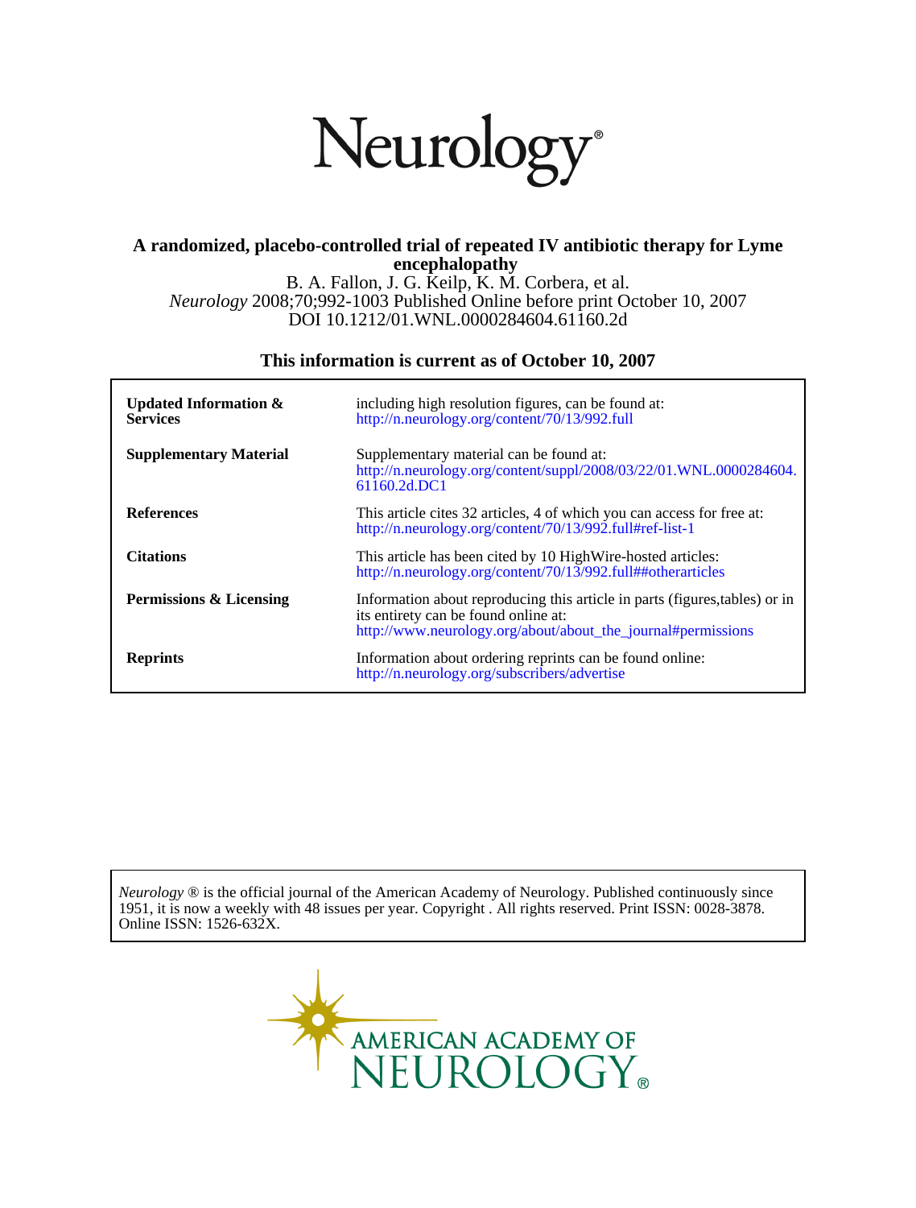# Neurology®

**A randomized, placebo-controlled trial of repeated IV antibiotic therapy for Lyme encephalopathy**

B. A. Fallon, J. G. Keilp, K. M. Corbera, et al.

*Neurology* 2008;70;992-1003 Published Online before print October 10, 2007

DOI 10.1212/01.WNL.0000284604.61160.2d

**This information is current as of October 10, 2007**

| | |
|---|---|
| **Updated Information & Services** | including high resolution figures, can be found at: http://n.neurology.org/content/70/13/992.full |
| **Supplementary Material** | Supplementary material can be found at: http://n.neurology.org/content/suppl/2008/03/22/01.WNL.0000284604.61160.2d.DC1 |
| **References** | This article cites 32 articles, 4 of which you can access for free at: http://n.neurology.org/content/70/13/992.full#ref-list-1 |
| **Citations** | This article has been cited by 10 HighWire-hosted articles: http://n.neurology.org/content/70/13/992.full##otherarticles |
| **Permissions & Licensing** | Information about reproducing this article in parts (figures,tables) or in its entirety can be found online at: http://www.neurology.org/about/about_the_journal#permissions |
| **Reprints** | Information about ordering reprints can be found online: http://n.neurology.org/subscribers/advertise |

*Neurology* ® is the official journal of the American Academy of Neurology. Published continuously since 1951, it is now a weekly with 48 issues per year. Copyright . All rights reserved. Print ISSN: 0028-3878. Online ISSN: 1526-632X.

AMERICAN ACADEMY OF NEUROLOGY®